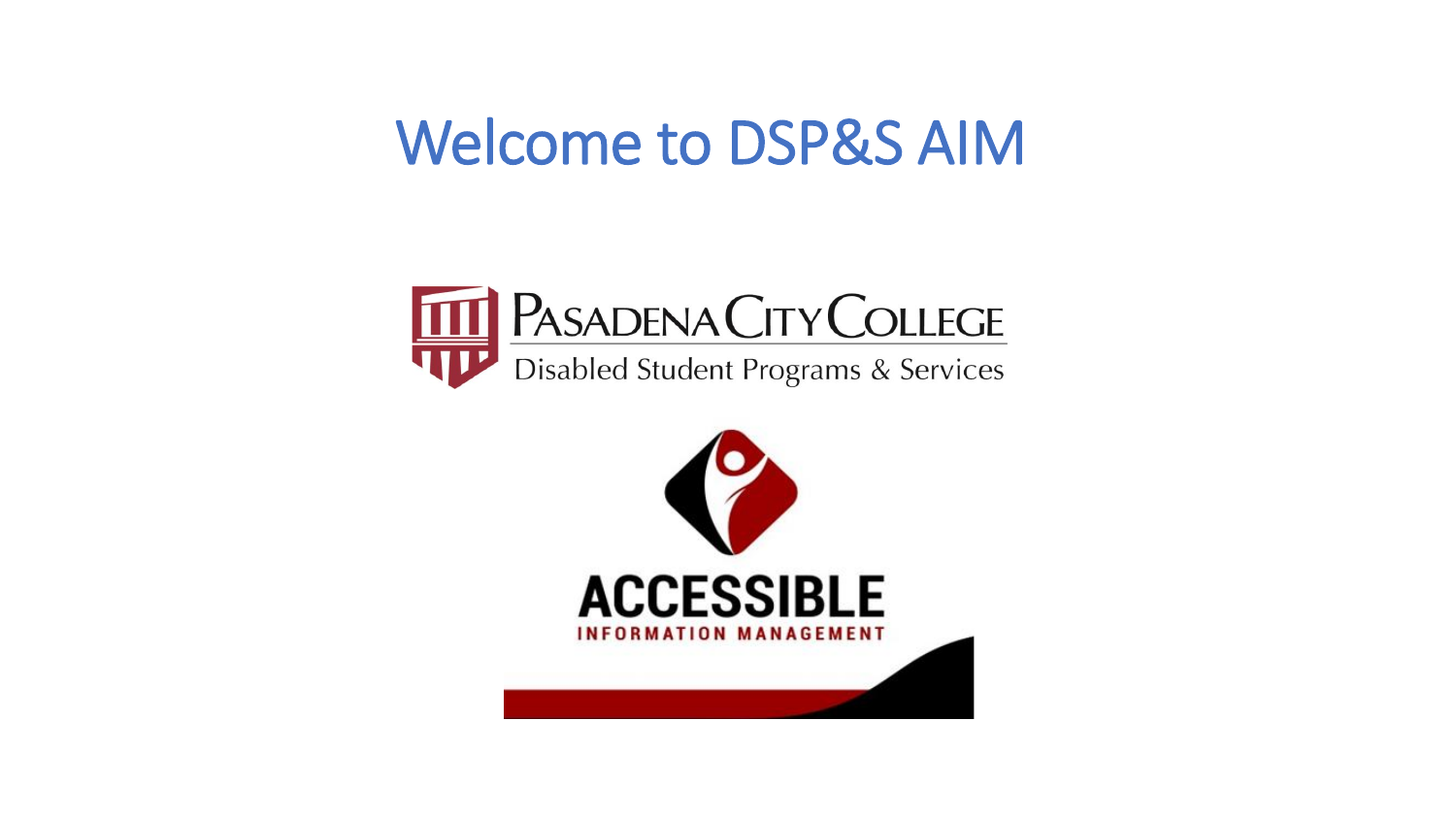# Welcome to DSP&S AIM

Pasadena City College

Disabled Student Programs & Services

ACCESSIBLE

INFORMATION MANAGEMENT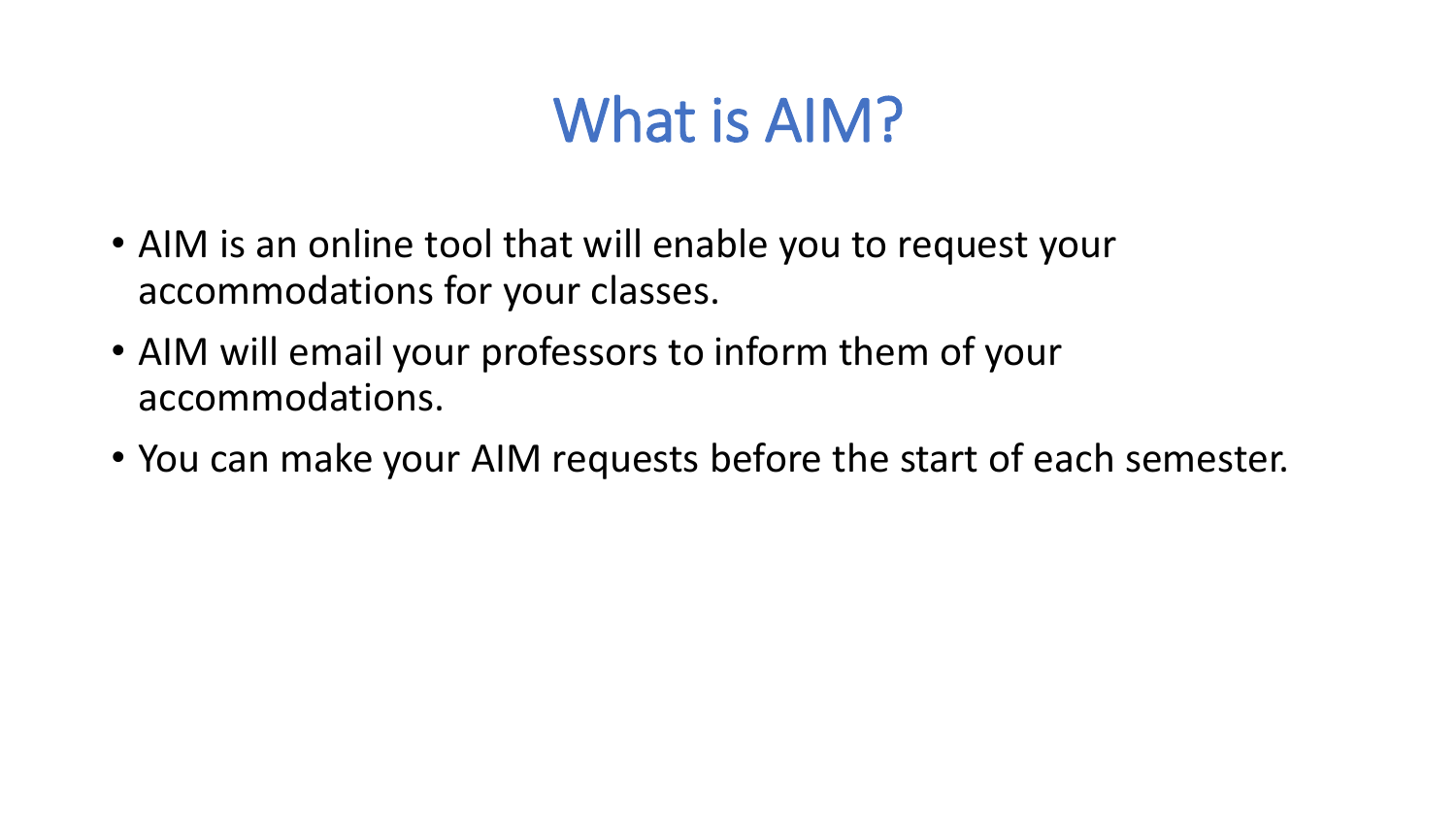# What is AIM?

- AIM is an online tool that will enable you to request your accommodations for your classes.
- AIM will email your professors to inform them of your accommodations.
- You can make your AIM requests before the start of each semester.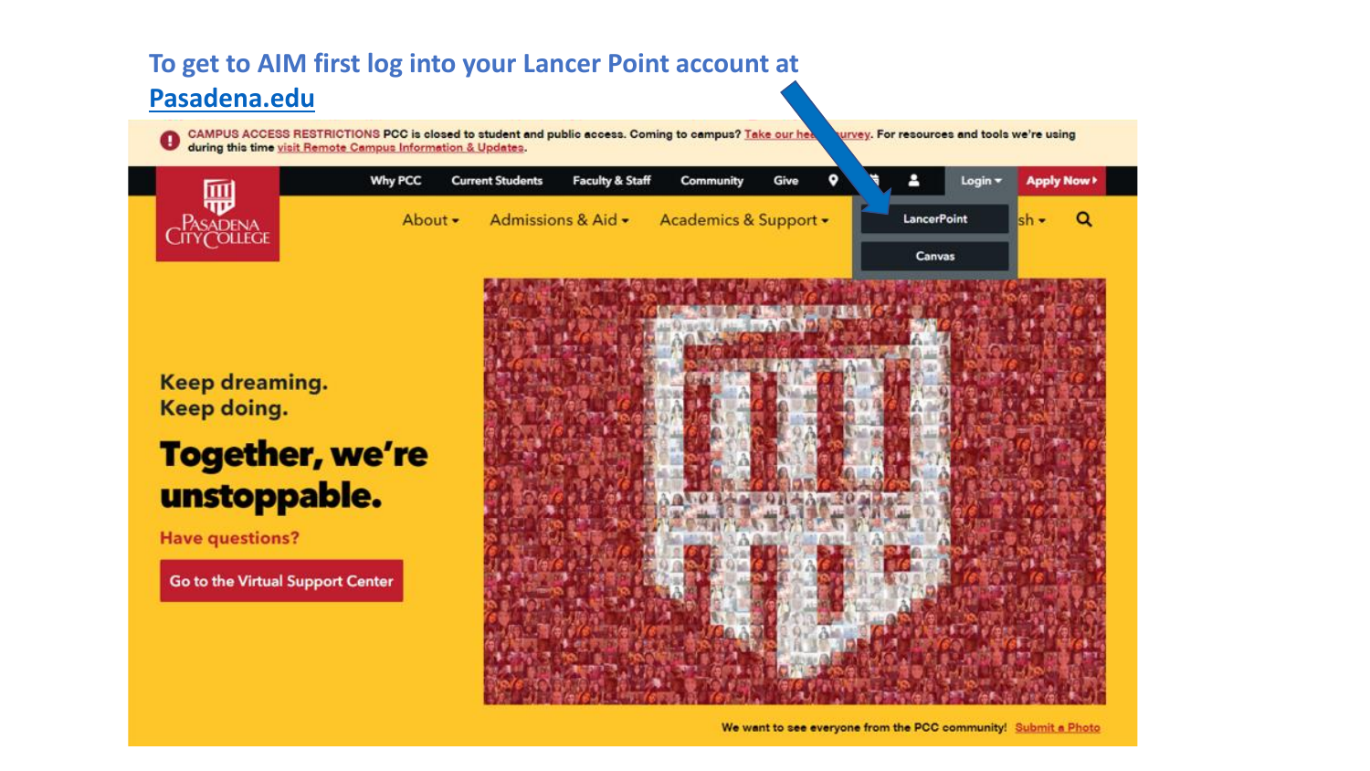To get to AIM first log into your Lancer Point account at [Pasadena.edu](http://Pasadena.edu)

CAMPUS ACCESS RESTRICTIONS PCC is closed to student and public access. Coming to campus? Take our he...urvey. For resources and tools we're using during this time visit Remote Campus Information & Updates.

Why PCC | Current Students | Faculty & Staff | Community | Give | Login | Apply Now

About | Admissions & Aid | Academics & Support

LancerPoint

Canvas

Keep dreaming.
Keep doing.

**Together, we're unstoppable.**

Have questions?

Go to the Virtual Support Center

We want to see everyone from the PCC community! Submit a Photo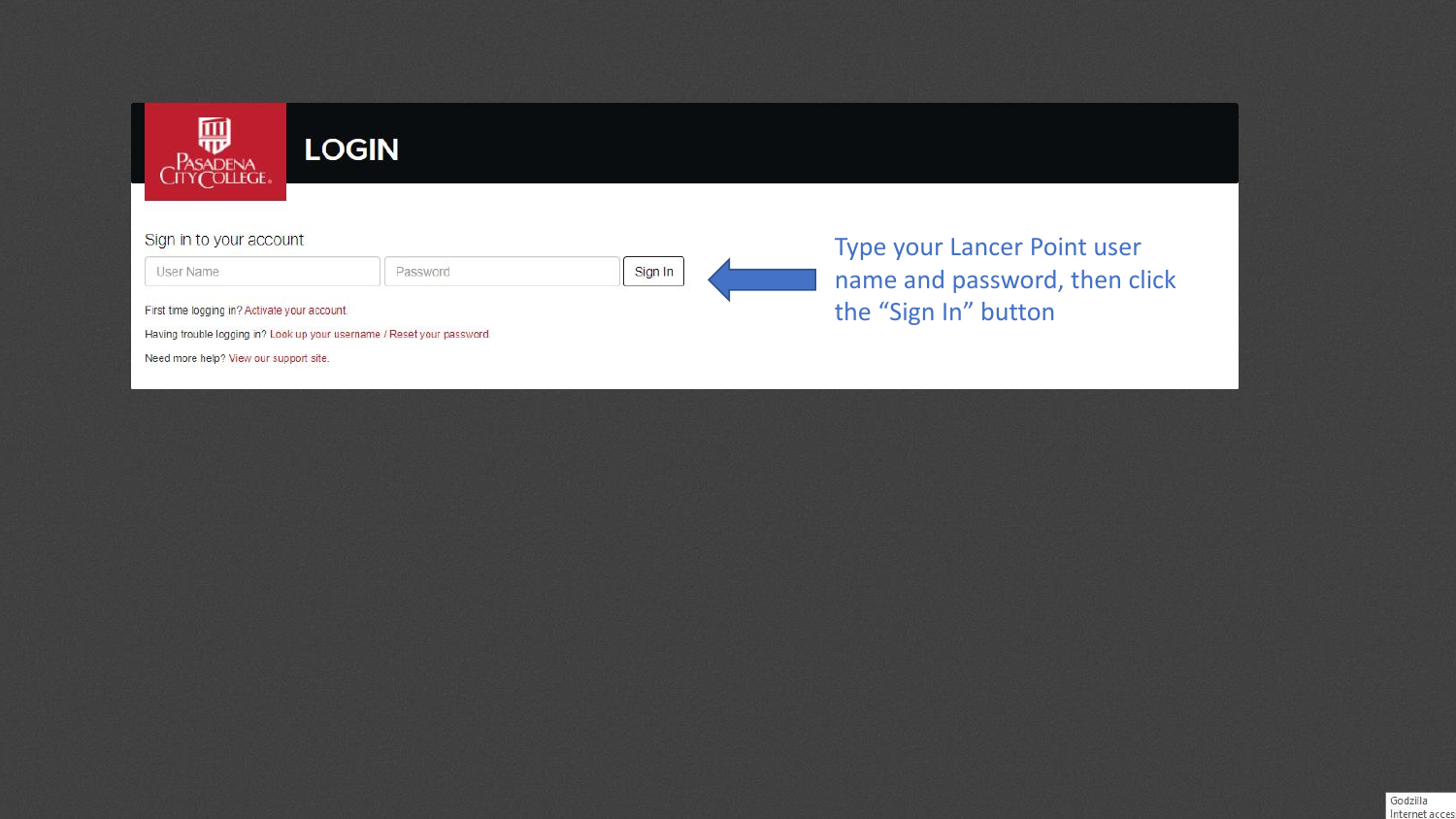# LOGIN

Sign in to your account

User Name | Password | Sign In

First time logging in? Activate your account.

Having trouble logging in? Look up your username / Reset your password.

Need more help? View our support site.

Type your Lancer Point user name and password, then click the “Sign In” button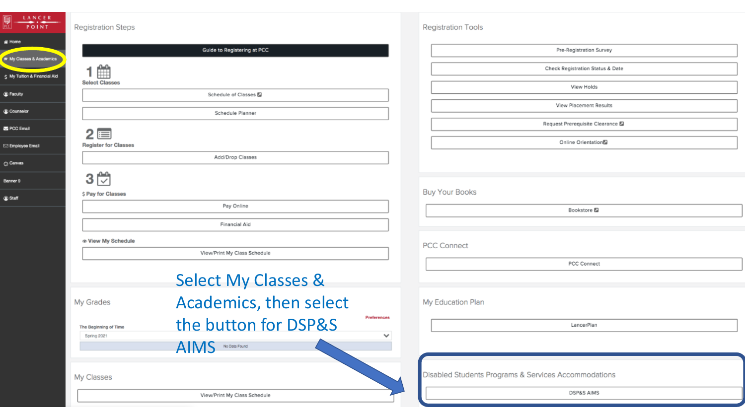LANCER POINT

- Home
- My Classes & Academics
- $ My Tuition & Financial Aid
- Faculty
- Counselor
- PCC Email
- Employee Email
- Canvas
- Banner 9
- Staff

## Registration Steps

Guide to Registering at PCC

**1 Select Classes**

Schedule of Classes

Schedule Planner

**2 Register for Classes**

Add/Drop Classes

**3 $ Pay for Classes**

Pay Online

Financial Aid

**View My Schedule**

View/Print My Class Schedule

## My Grades

Preferences

The Beginning of Time

Spring 2021

No Data Found

## My Classes

View/Print My Class Schedule

## Registration Tools

Pre-Registration Survey

Check Registration Status & Date

View Holds

View Placement Results

Request Prerequisite Clearance

Online Orientation

## Buy Your Books

Bookstore

## PCC Connect

PCC Connect

## My Education Plan

LancerPlan

## Disabled Students Programs & Services Accommodations

DSP&S AIMS

Select My Classes & Academics, then select the button for DSP&S AIMS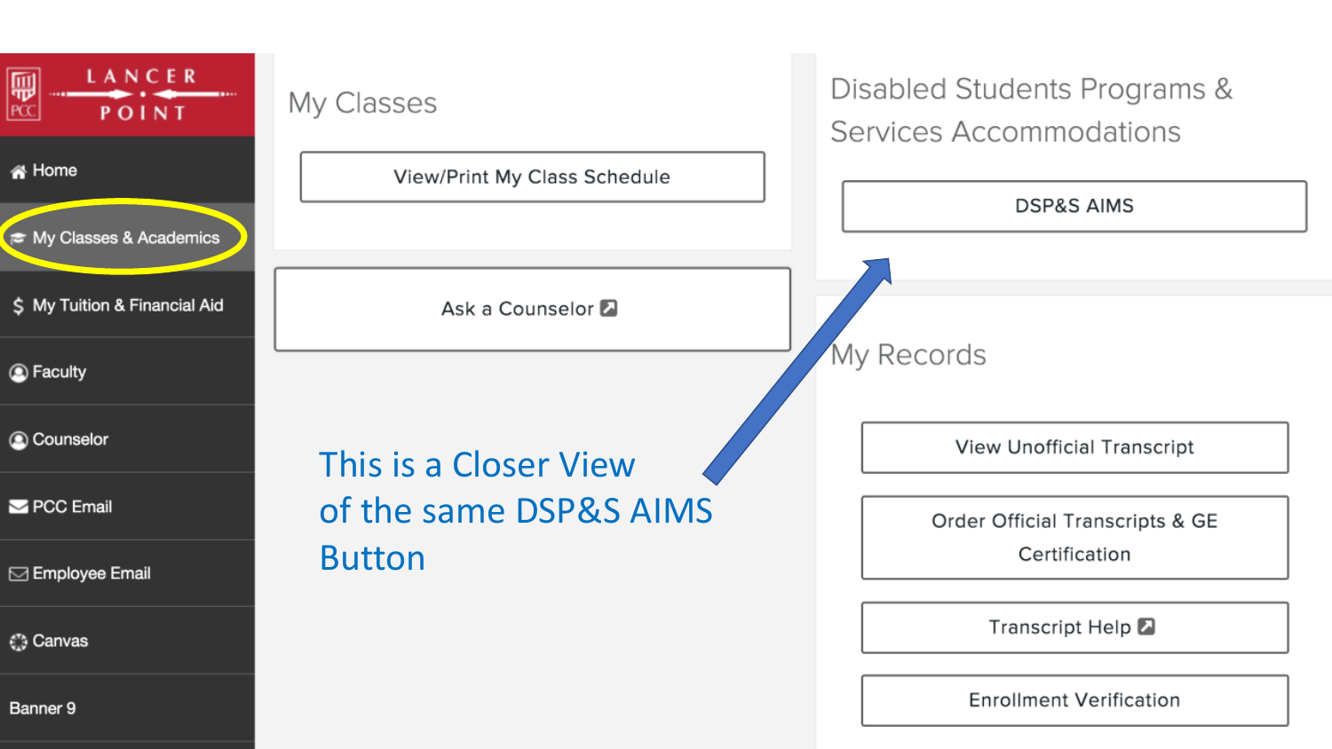LANCER POINT

- Home
- My Classes & Academics
- My Tuition & Financial Aid
- Faculty
- Counselor
- PCC Email
- Employee Email
- Canvas
- Banner 9

## My Classes

View/Print My Class Schedule

Ask a Counselor

## Disabled Students Programs & Services Accommodations

DSP&S AIMS

## My Records

View Unofficial Transcript

Order Official Transcripts & GE Certification

Transcript Help

Enrollment Verification

This is a Closer View of the same DSP&S AIMS Button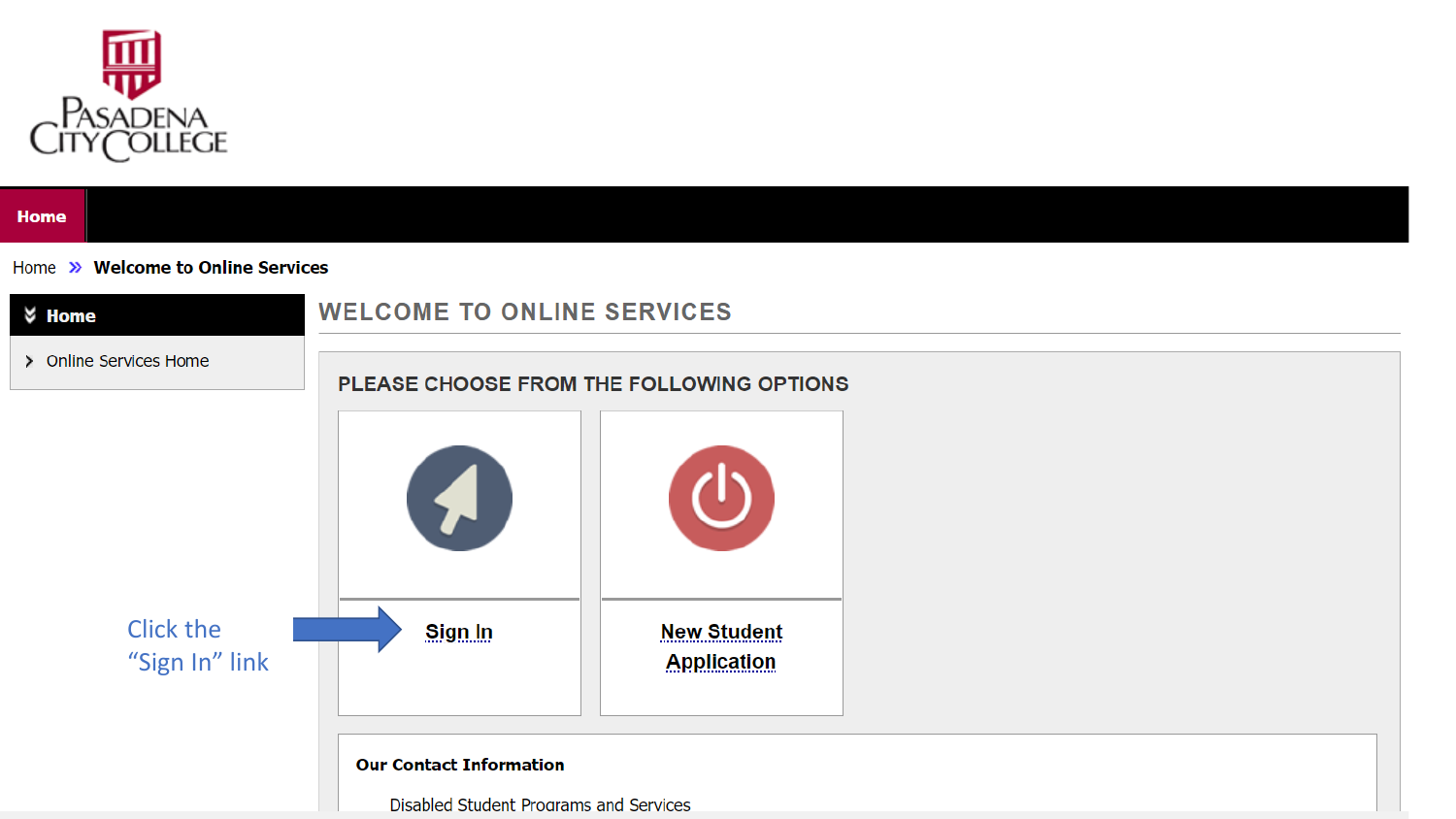Pasadena City College

Home

Home » **Welcome to Online Services**

**Home**

- Online Services Home

## WELCOME TO ONLINE SERVICES

### PLEASE CHOOSE FROM THE FOLLOWING OPTIONS

Click the "Sign In" link

**Sign In**

**New Student Application**

**Our Contact Information**

Disabled Student Programs and Services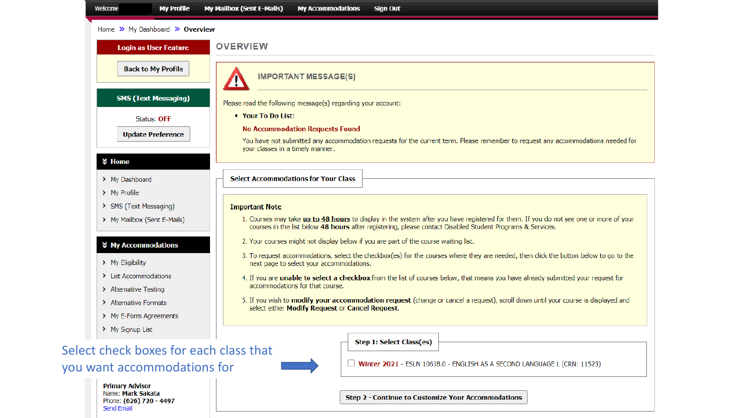Welcome | My Profile | My Mailbox (Sent E-Mails) | My Accommodations | Sign Out

Home » My Dashboard » Overview

**Login as User Feature**

Back to My Profile

**SMS (Text Messaging)**

Status: OFF

Update Preference

**Home**

- My Dashboard
- My Profile
- SMS (Text Messaging)
- My Mailbox (Sent E-Mails)

**My Accommodations**

- My Eligibility
- List Accommodations
- Alternative Testing
- Alternative Formats
- My E-Form Agreements
- My Signup List

**Primary Advisor**
Name: **Mark Sakata**
Phone: **(626) 720 - 4497**
Send Email

# OVERVIEW

## IMPORTANT MESSAGE(S)

Please read the following message(s) regarding your account:

- **Your To Do List:**

  **No Accommodation Requests Found**

  You have not submitted any accommodation requests for the current term. Please remember to request any accommodations needed for your classes in a timely manner.

## Select Accommodations for Your Class

**Important Note**

1. Courses may take **up to 48 hours** to display in the system after you have registered for them. If you do not see one or more of your courses in the list below **48 hours** after registering, please contact Disabled Student Programs & Services.
2. Your courses might not display below if you are part of the course waiting list.
3. To request accommodations, select the checkbox(es) for the courses where they are needed, then click the button below to go to the next page to select your accommodations.
4. If you are **unable to select a checkbox** from the list of courses below, that means you have already submitted your request for accommodations for that course.
5. If you wish to **modify your accommodation request** (change or cancel a request), scroll down until your course is displayed and select either **Modify Request** or **Cancel Request**.

**Step 1: Select Class(es)**

☐ Winter 2021 - ESLN 1063B.0 - ENGLISH AS A SECOND LANGUAGE L [CRN: 11523]

Step 2 - Continue to Customize Your Accommodations

Select check boxes for each class that you want accommodations for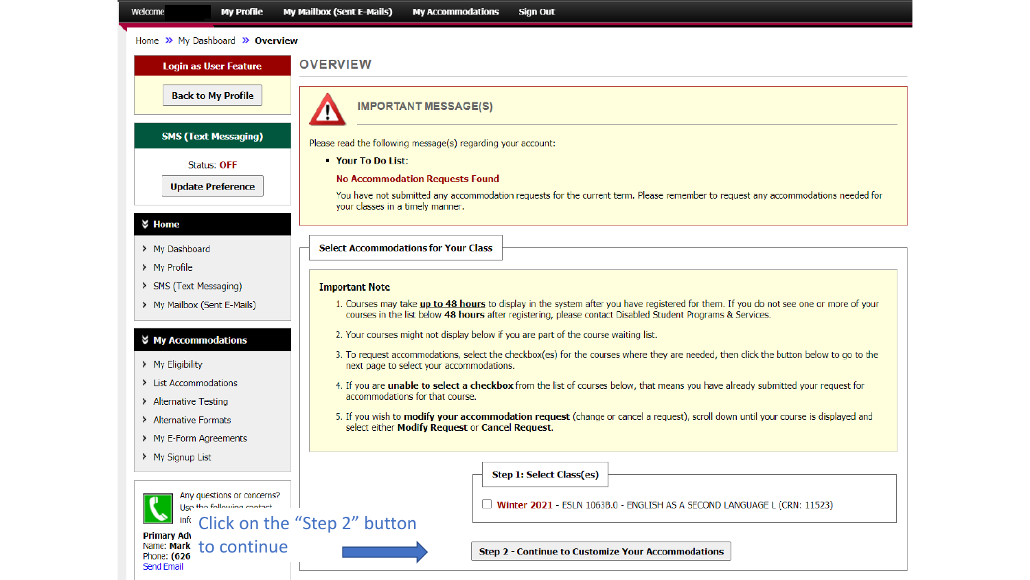Welcome | My Profile | My Mailbox (Sent E-Mails) | My Accommodations | Sign Out

Home » My Dashboard » Overview

**Login as User Feature**

Back to My Profile

**SMS (Text Messaging)**

Status: OFF

Update Preference

**Home**

- My Dashboard
- My Profile
- SMS (Text Messaging)
- My Mailbox (Sent E-Mails)

**My Accommodations**

- My Eligibility
- List Accommodations
- Alternative Testing
- Alternative Formats
- My E-Form Agreements
- My Signup List

Any questions or concerns? Use the following contact info

**Primary Adv**
Name: **Mark**
Phone: **(626**
Send Email

## OVERVIEW

### IMPORTANT MESSAGE(S)

Please read the following message(s) regarding your account:

- **Your To Do List:**

**No Accommodation Requests Found**

You have not submitted any accommodation requests for the current term. Please remember to request any accommodations needed for your classes in a timely manner.

### Select Accommodations for Your Class

**Important Note**

1. Courses may take **up to 48 hours** to display in the system after you have registered for them. If you do not see one or more of your courses in the list below **48 hours** after registering, please contact Disabled Student Programs & Services.
2. Your courses might not display below if you are part of the course waiting list.
3. To request accommodations, select the checkbox(es) for the courses where they are needed, then click the button below to go to the next page to select your accommodations.
4. If you are **unable to select a checkbox** from the list of courses below, that means you have already submitted your request for accommodations for that course.
5. If you wish to **modify your accommodation request** (change or cancel a request), scroll down until your course is displayed and select either **Modify Request** or **Cancel Request**.

**Step 1: Select Class(es)**

☐ **Winter 2021** - ESLN 1063B.0 - ENGLISH AS A SECOND LANGUAGE L (CRN: 11523)

Click on the "Step 2" button to continue

**Step 2 - Continue to Customize Your Accommodations**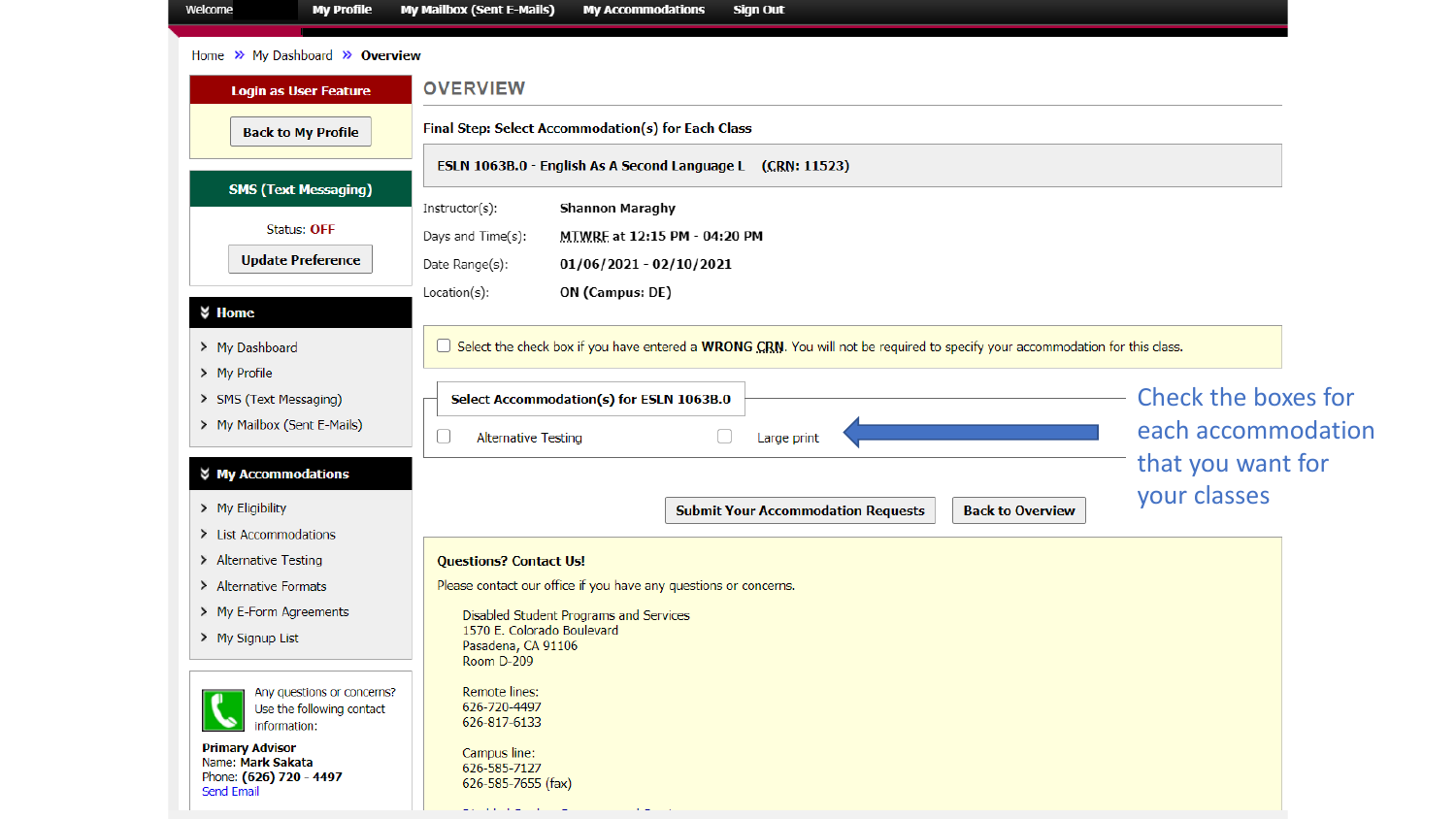Welcome | My Profile | My Mailbox (Sent E-Mails) | My Accommodations | Sign Out

Home » My Dashboard » **Overview**

**Login as User Feature**

Back to My Profile

**SMS (Text Messaging)**

Status: OFF

Update Preference

**Home**

- My Dashboard
- My Profile
- SMS (Text Messaging)
- My Mailbox (Sent E-Mails)

**My Accommodations**

- My Eligibility
- List Accommodations
- Alternative Testing
- Alternative Formats
- My E-Form Agreements
- My Signup List

Any questions or concerns? Use the following contact information:

**Primary Advisor**
Name: **Mark Sakata**
Phone: **(626) 720 - 4497**
Send Email

## OVERVIEW

**Final Step: Select Accommodation(s) for Each Class**

**ESLN 1063B.0 - English As A Second Language L (CRN: 11523)**

| | |
|---|---|
| Instructor(s): | **Shannon Maraghy** |
| Days and Time(s): | **MTWRF at 12:15 PM - 04:20 PM** |
| Date Range(s): | **01/06/2021 - 02/10/2021** |
| Location(s): | **ON (Campus: DE)** |

☐ Select the check box if you have entered a **WRONG CRN**. You will not be required to specify your accommodation for this class.

**Select Accommodation(s) for ESLN 1063B.0**

☐ Alternative Testing ☐ Large print

Check the boxes for each accommodation that you want for your classes

Submit Your Accommodation Requests | Back to Overview

**Questions? Contact Us!**

Please contact our office if you have any questions or concerns.

Disabled Student Programs and Services
1570 E. Colorado Boulevard
Pasadena, CA 91106
Room D-209

Remote lines:
626-720-4497
626-817-6133

Campus line:
626-585-7127
626-585-7655 (fax)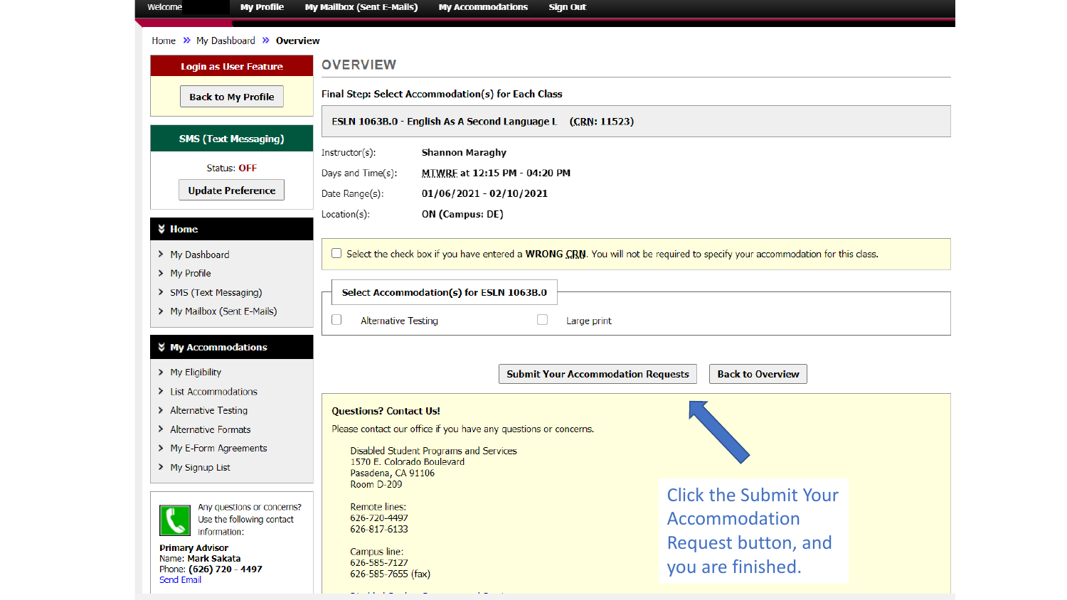Welcome | My Profile | My Mailbox (Sent E-Mails) | My Accommodations | Sign Out

Home » My Dashboard » **Overview**

**Login as User Feature**

Back to My Profile

**SMS (Text Messaging)**

Status: OFF

Update Preference

**Home**

- My Dashboard
- My Profile
- SMS (Text Messaging)
- My Mailbox (Sent E-Mails)

**My Accommodations**

- My Eligibility
- List Accommodations
- Alternative Testing
- Alternative Formats
- My E-Form Agreements
- My Signup List

Any questions or concerns? Use the following contact information:

**Primary Advisor**
Name: **Mark Sakata**
Phone: **(626) 720 - 4497**
Send Email

## OVERVIEW

**Final Step: Select Accommodation(s) for Each Class**

**ESLN 1063B.0 - English As A Second Language L (CRN: 11523)**

| | |
|---|---|
| Instructor(s): | **Shannon Maraghy** |
| Days and Time(s): | **MTWRF at 12:15 PM - 04:20 PM** |
| Date Range(s): | **01/06/2021 - 02/10/2021** |
| Location(s): | **ON (Campus: DE)** |

☐ Select the check box if you have entered a **WRONG CRN**. You will not be required to specify your accommodation for this class.

**Select Accommodation(s) for ESLN 1063B.0**

☐ Alternative Testing ☐ Large print

Submit Your Accommodation Requests | Back to Overview

**Questions? Contact Us!**

Please contact our office if you have any questions or concerns.

Disabled Student Programs and Services
1570 E. Colorado Boulevard
Pasadena, CA 91106
Room D-209

Remote lines:
626-720-4497
626-817-6133

Campus line:
626-585-7127
626-585-7655 (fax)

Click the Submit Your Accommodation Request button, and you are finished.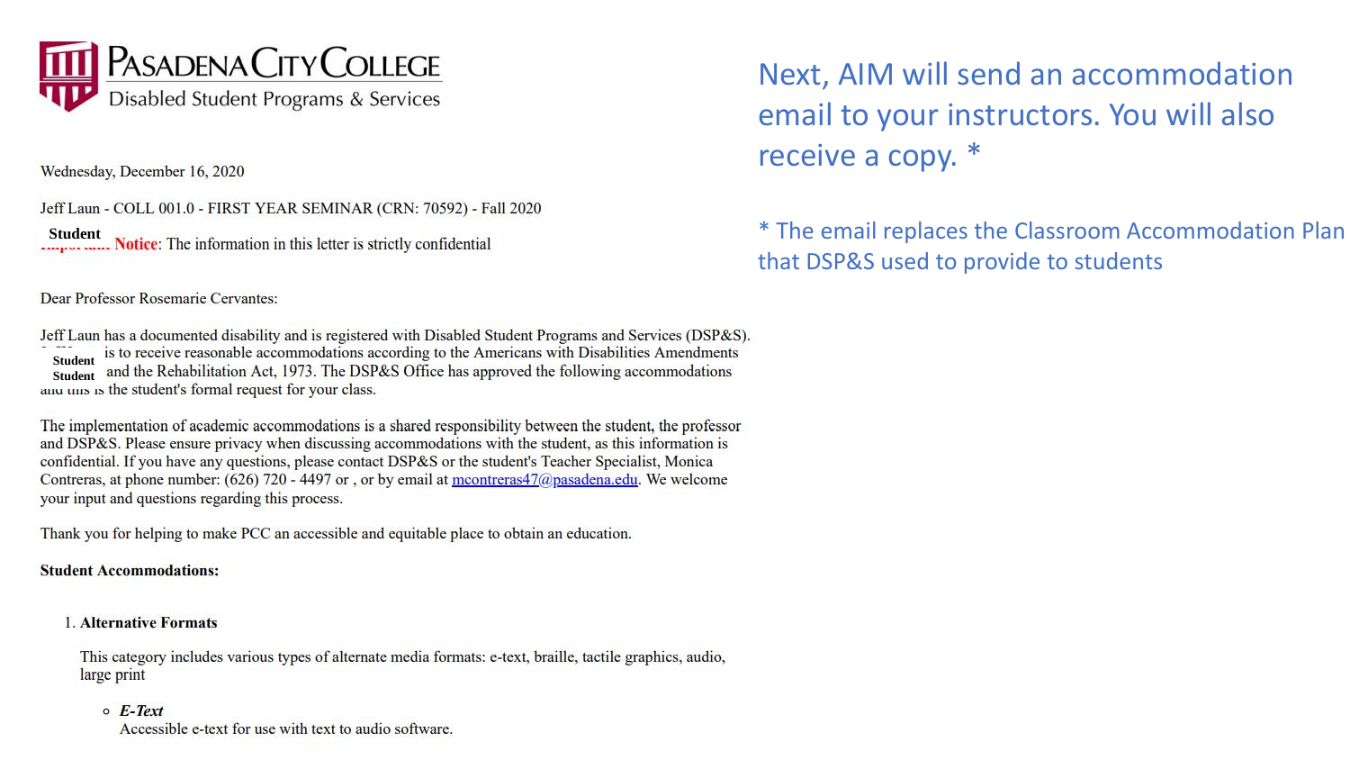Pasadena City College
Disabled Student Programs & Services

Wednesday, December 16, 2020

Jeff Laun - COLL 001.0 - FIRST YEAR SEMINAR (CRN: 70592) - Fall 2020

Student Notice: The information in this letter is strictly confidential

Dear Professor Rosemarie Cervantes:

Jeff Laun has a documented disability and is registered with Disabled Student Programs and Services (DSP&S). Student is to receive reasonable accommodations according to the Americans with Disabilities Amendments Student and the Rehabilitation Act, 1973. The DSP&S Office has approved the following accommodations and this is the student's formal request for your class.

The implementation of academic accommodations is a shared responsibility between the student, the professor and DSP&S. Please ensure privacy when discussing accommodations with the student, as this information is confidential. If you have any questions, please contact DSP&S or the student's Teacher Specialist, Monica Contreras, at phone number: (626) 720 - 4497 or , or by email at mcontreras47@pasadena.edu. We welcome your input and questions regarding this process.

Thank you for helping to make PCC an accessible and equitable place to obtain an education.

**Student Accommodations:**

1. **Alternative Formats**

   This category includes various types of alternate media formats: e-text, braille, tactile graphics, audio, large print

   - ***E-Text***
     Accessible e-text for use with text to audio software.

Next, AIM will send an accommodation email to your instructors. You will also receive a copy. *

* The email replaces the Classroom Accommodation Plan that DSP&S used to provide to students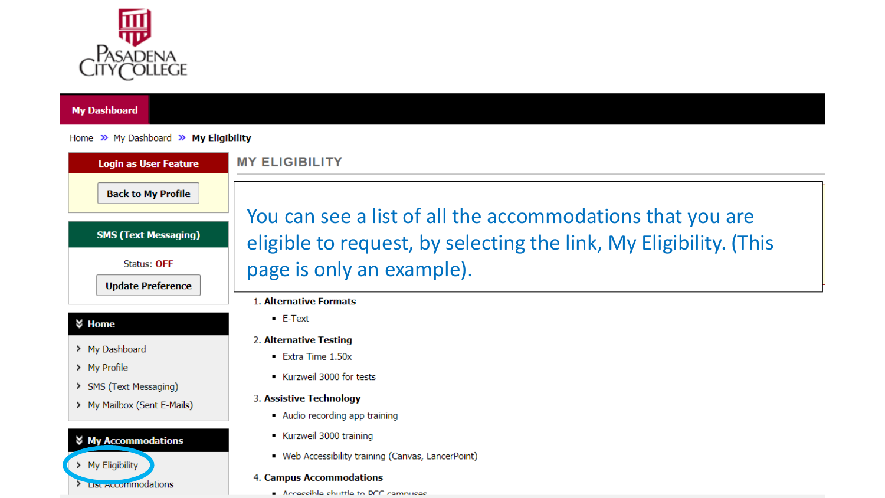PASADENA CITY COLLEGE

My Dashboard

Home » My Dashboard » **My Eligibility**

**Login as User Feature**

Back to My Profile

**SMS (Text Messaging)**

Status: OFF

Update Preference

**Home**

- My Dashboard
- My Profile
- SMS (Text Messaging)
- My Mailbox (Sent E-Mails)

**My Accommodations**

- My Eligibility
- List Accommodations

## MY ELIGIBILITY

You can see a list of all the accommodations that you are eligible to request, by selecting the link, My Eligibility. (This page is only an example).

1. **Alternative Formats**
   - E-Text
2. **Alternative Testing**
   - Extra Time 1.50x
   - Kurzweil 3000 for tests
3. **Assistive Technology**
   - Audio recording app training
   - Kurzweil 3000 training
   - Web Accessibility training (Canvas, LancerPoint)
4. **Campus Accommodations**
   - Accessible shuttle to PCC campuses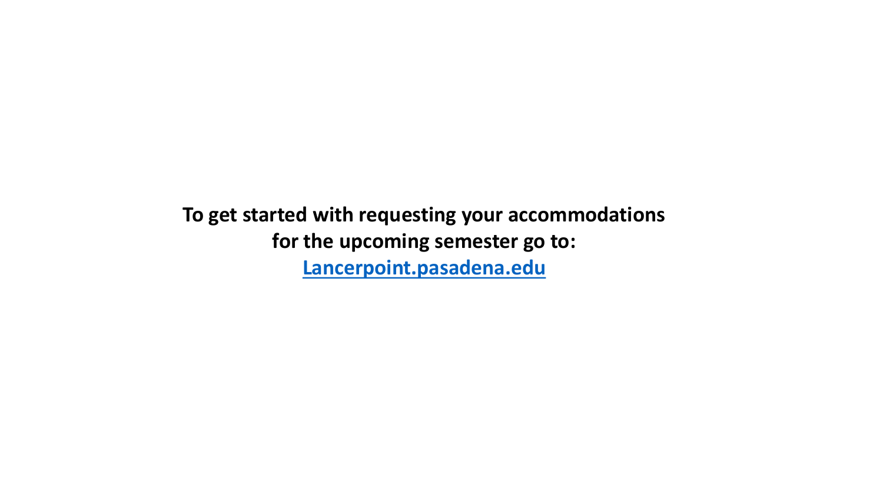**To get started with requesting your accommodations for the upcoming semester go to:**

**Lancerpoint.pasadena.edu**